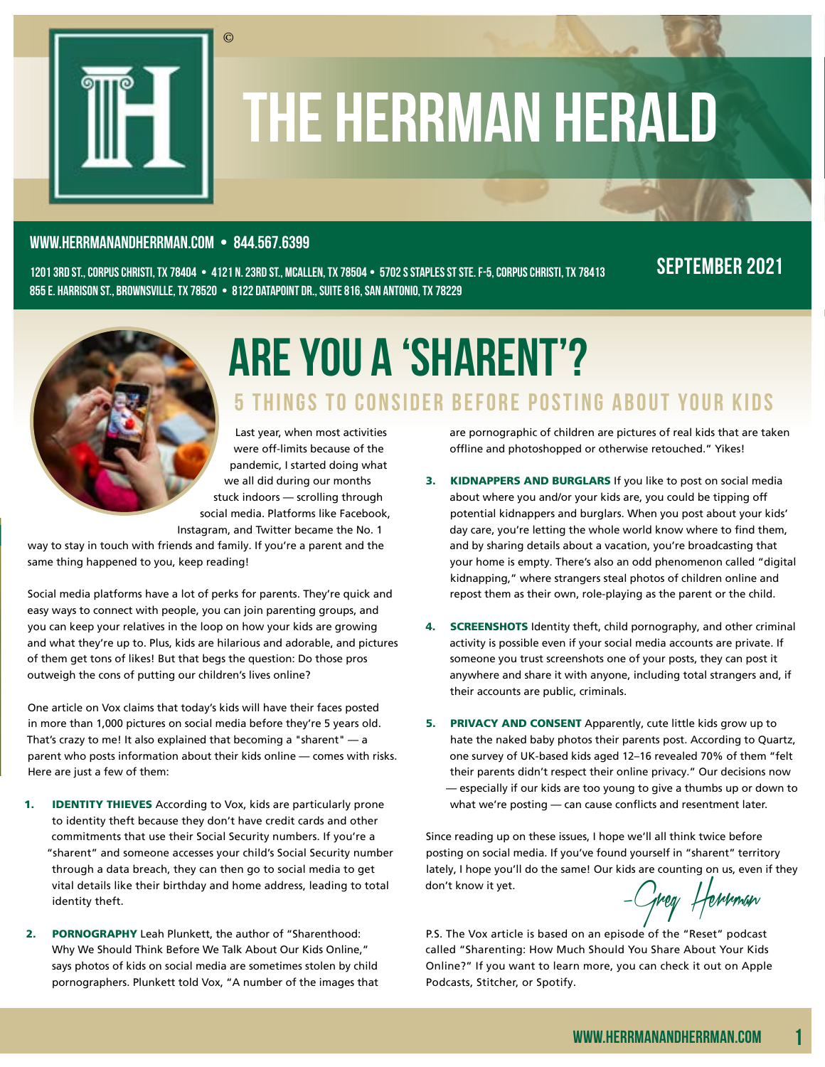# THE HERRMAN HERALD

**WWW.HERRMANANDHERRMAN.COM • 844.567.6399**

1201 3RD ST., CORPUS CHRISTI, TX 78404 • 4121 N. 23RD ST., MCALLEN, TX 78504 • 5702 S STAPLES ST STE. F-5, CORPUS CHRISTI, TX 78413
855 E. HARRISON ST., BROWNSVILLE, TX 78520 • 8122 DATAPOINT DR., SUITE 816, SAN ANTONIO, TX 78229

**SEPTEMBER 2021**

## ARE YOU A 'SHARENT'?

### 5 THINGS TO CONSIDER BEFORE POSTING ABOUT YOUR KIDS

Last year, when most activities were off-limits because of the pandemic, I started doing what we all did during our months stuck indoors — scrolling through social media. Platforms like Facebook, Instagram, and Twitter became the No. 1 way to stay in touch with friends and family. If you're a parent and the same thing happened to you, keep reading!

Social media platforms have a lot of perks for parents. They're quick and easy ways to connect with people, you can join parenting groups, and you can keep your relatives in the loop on how your kids are growing and what they're up to. Plus, kids are hilarious and adorable, and pictures of them get tons of likes! But that begs the question: Do those pros outweigh the cons of putting our children's lives online?

One article on Vox claims that today's kids will have their faces posted in more than 1,000 pictures on social media before they're 5 years old. That's crazy to me! It also explained that becoming a "sharent" — a parent who posts information about their kids online — comes with risks. Here are just a few of them:

1. **IDENTITY THIEVES** According to Vox, kids are particularly prone to identity theft because they don't have credit cards and other commitments that use their Social Security numbers. If you're a "sharent" and someone accesses your child's Social Security number through a data breach, they can then go to social media to get vital details like their birthday and home address, leading to total identity theft.

2. **PORNOGRAPHY** Leah Plunkett, the author of "Sharenthood: Why We Should Think Before We Talk About Our Kids Online," says photos of kids on social media are sometimes stolen by child pornographers. Plunkett told Vox, "A number of the images that are pornographic of children are pictures of real kids that are taken offline and photoshopped or otherwise retouched." Yikes!

3. **KIDNAPPERS AND BURGLARS** If you like to post on social media about where you and/or your kids are, you could be tipping off potential kidnappers and burglars. When you post about your kids' day care, you're letting the whole world know where to find them, and by sharing details about a vacation, you're broadcasting that your home is empty. There's also an odd phenomenon called "digital kidnapping," where strangers steal photos of children online and repost them as their own, role-playing as the parent or the child.

4. **SCREENSHOTS** Identity theft, child pornography, and other criminal activity is possible even if your social media accounts are private. If someone you trust screenshots one of your posts, they can post it anywhere and share it with anyone, including total strangers and, if their accounts are public, criminals.

5. **PRIVACY AND CONSENT** Apparently, cute little kids grow up to hate the naked baby photos their parents post. According to Quartz, one survey of UK-based kids aged 12–16 revealed 70% of them "felt their parents didn't respect their online privacy." Our decisions now — especially if our kids are too young to give a thumbs up or down to what we're posting — can cause conflicts and resentment later.

Since reading up on these issues, I hope we'll all think twice before posting on social media. If you've found yourself in "sharent" territory lately, I hope you'll do the same! Our kids are counting on us, even if they don't know it yet.

*–Greg Herrman*

P.S. The Vox article is based on an episode of the "Reset" podcast called "Sharenting: How Much Should You Share About Your Kids Online?" If you want to learn more, you can check it out on Apple Podcasts, Stitcher, or Spotify.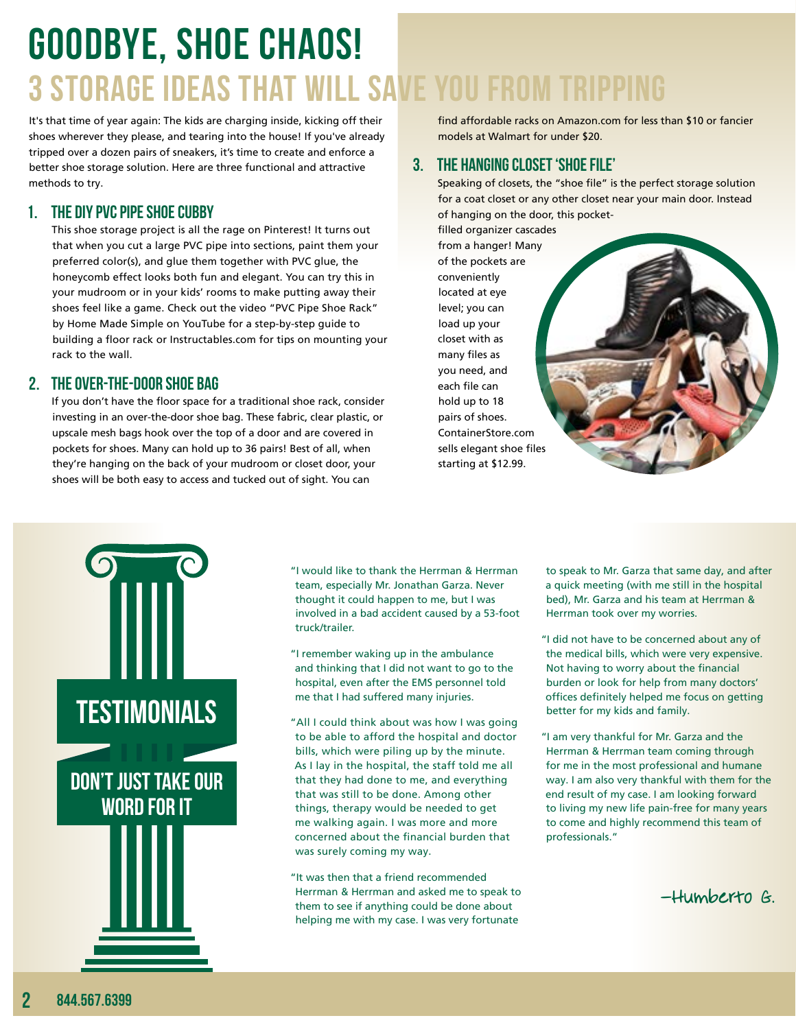# GOODBYE, SHOE CHAOS!

## 3 STORAGE IDEAS THAT WILL SAVE YOU FROM TRIPPING

It's that time of year again: The kids are charging inside, kicking off their shoes wherever they please, and tearing into the house! If you've already tripped over a dozen pairs of sneakers, it's time to create and enforce a better shoe storage solution. Here are three functional and attractive methods to try.

### 1. THE DIY PVC PIPE SHOE CUBBY

This shoe storage project is all the rage on Pinterest! It turns out that when you cut a large PVC pipe into sections, paint them your preferred color(s), and glue them together with PVC glue, the honeycomb effect looks both fun and elegant. You can try this in your mudroom or in your kids' rooms to make putting away their shoes feel like a game. Check out the video "PVC Pipe Shoe Rack" by Home Made Simple on YouTube for a step-by-step guide to building a floor rack or Instructables.com for tips on mounting your rack to the wall.

### 2. THE OVER-THE-DOOR SHOE BAG

If you don't have the floor space for a traditional shoe rack, consider investing in an over-the-door shoe bag. These fabric, clear plastic, or upscale mesh bags hook over the top of a door and are covered in pockets for shoes. Many can hold up to 36 pairs! Best of all, when they're hanging on the back of your mudroom or closet door, your shoes will be both easy to access and tucked out of sight. You can find affordable racks on Amazon.com for less than $10 or fancier models at Walmart for under $20.

### 3. THE HANGING CLOSET 'SHOE FILE'

Speaking of closets, the "shoe file" is the perfect storage solution for a coat closet or any other closet near your main door. Instead of hanging on the door, this pocket-filled organizer cascades from a hanger! Many of the pockets are conveniently located at eye level; you can load up your closet with as many files as you need, and each file can hold up to 18 pairs of shoes. ContainerStore.com sells elegant shoe files starting at $12.99.

## TESTIMONIALS

### DON'T JUST TAKE OUR WORD FOR IT

"I would like to thank the Herrman & Herrman team, especially Mr. Jonathan Garza. Never thought it could happen to me, but I was involved in a bad accident caused by a 53-foot truck/trailer.

"I remember waking up in the ambulance and thinking that I did not want to go to the hospital, even after the EMS personnel told me that I had suffered many injuries.

"All I could think about was how I was going to be able to afford the hospital and doctor bills, which were piling up by the minute. As I lay in the hospital, the staff told me all that they had done to me, and everything that was still to be done. Among other things, therapy would be needed to get me walking again. I was more and more concerned about the financial burden that was surely coming my way.

"It was then that a friend recommended Herrman & Herrman and asked me to speak to them to see if anything could be done about helping me with my case. I was very fortunate to speak to Mr. Garza that same day, and after a quick meeting (with me still in the hospital bed), Mr. Garza and his team at Herrman & Herrman took over my worries.

"I did not have to be concerned about any of the medical bills, which were very expensive. Not having to worry about the financial burden or look for help from many doctors' offices definitely helped me focus on getting better for my kids and family.

"I am very thankful for Mr. Garza and the Herrman & Herrman team coming through for me in the most professional and humane way. I am also very thankful with them for the end result of my case. I am looking forward to living my new life pain-free for many years to come and highly recommend this team of professionals."

–Humberto G.

844.567.6399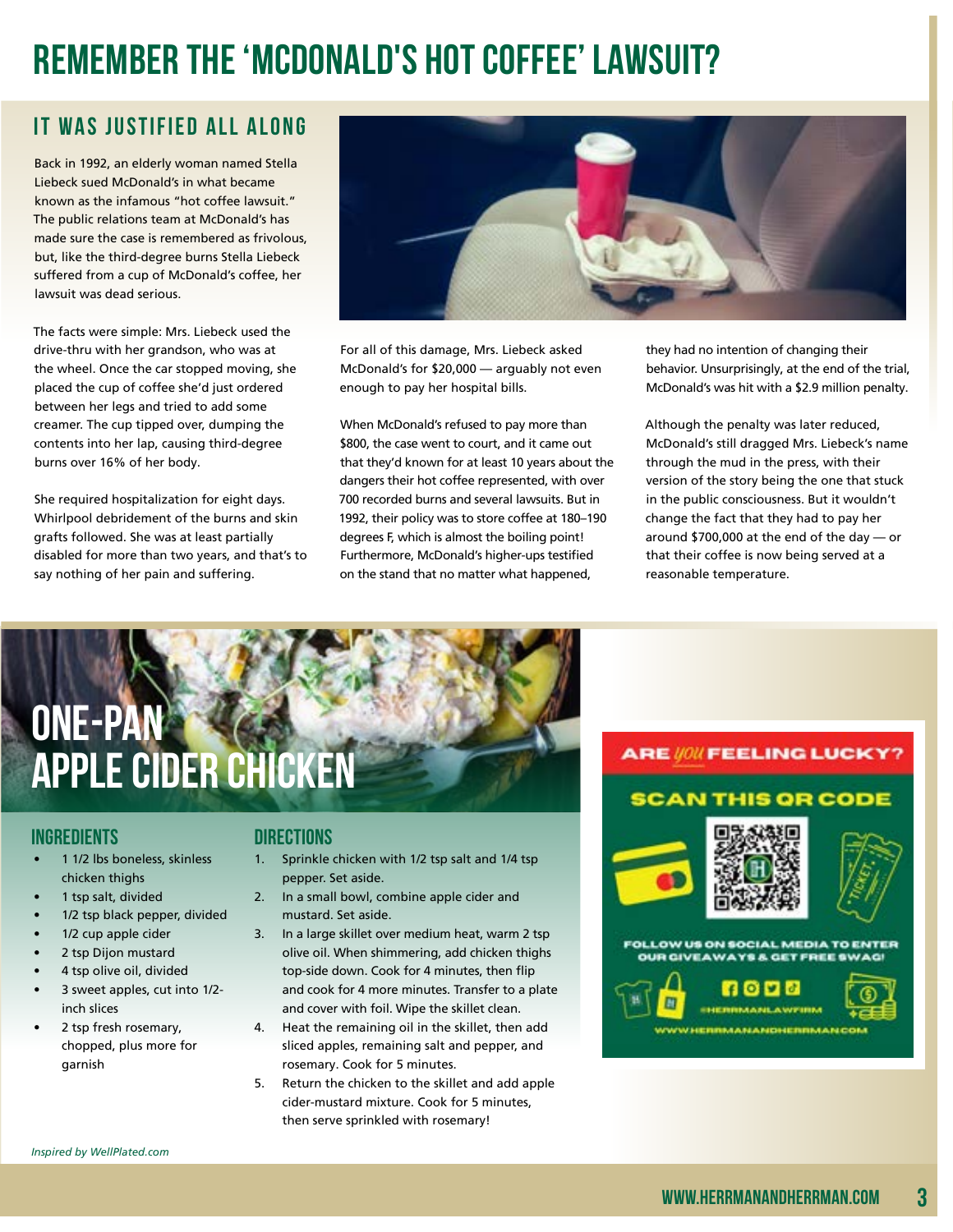# REMEMBER THE 'MCDONALD'S HOT COFFEE' LAWSUIT?

## IT WAS JUSTIFIED ALL ALONG

Back in 1992, an elderly woman named Stella Liebeck sued McDonald's in what became known as the infamous "hot coffee lawsuit." The public relations team at McDonald's has made sure the case is remembered as frivolous, but, like the third-degree burns Stella Liebeck suffered from a cup of McDonald's coffee, her lawsuit was dead serious.

The facts were simple: Mrs. Liebeck used the drive-thru with her grandson, who was at the wheel. Once the car stopped moving, she placed the cup of coffee she'd just ordered between her legs and tried to add some creamer. The cup tipped over, dumping the contents into her lap, causing third-degree burns over 16% of her body.

She required hospitalization for eight days. Whirlpool debridement of the burns and skin grafts followed. She was at least partially disabled for more than two years, and that's to say nothing of her pain and suffering.

For all of this damage, Mrs. Liebeck asked McDonald's for $20,000 — arguably not even enough to pay her hospital bills.

When McDonald's refused to pay more than $800, the case went to court, and it came out that they'd known for at least 10 years about the dangers their hot coffee represented, with over 700 recorded burns and several lawsuits. But in 1992, their policy was to store coffee at 180–190 degrees F, which is almost the boiling point! Furthermore, McDonald's higher-ups testified on the stand that no matter what happened, they had no intention of changing their behavior. Unsurprisingly, at the end of the trial, McDonald's was hit with a $2.9 million penalty.

Although the penalty was later reduced, McDonald's still dragged Mrs. Liebeck's name through the mud in the press, with their version of the story being the one that stuck in the public consciousness. But it wouldn't change the fact that they had to pay her around $700,000 at the end of the day — or that their coffee is now being served at a reasonable temperature.

# ONE-PAN APPLE CIDER CHICKEN

### INGREDIENTS

- 1 1/2 lbs boneless, skinless chicken thighs
- 1 tsp salt, divided
- 1/2 tsp black pepper, divided
- 1/2 cup apple cider
- 2 tsp Dijon mustard
- 4 tsp olive oil, divided
- 3 sweet apples, cut into 1/2-inch slices
- 2 tsp fresh rosemary, chopped, plus more for garnish

### DIRECTIONS

1. Sprinkle chicken with 1/2 tsp salt and 1/4 tsp pepper. Set aside.
2. In a small bowl, combine apple cider and mustard. Set aside.
3. In a large skillet over medium heat, warm 2 tsp olive oil. When shimmering, add chicken thighs top-side down. Cook for 4 minutes, then flip and cook for 4 more minutes. Transfer to a plate and cover with foil. Wipe the skillet clean.
4. Heat the remaining oil in the skillet, then add sliced apples, remaining salt and pepper, and rosemary. Cook for 5 minutes.
5. Return the chicken to the skillet and add apple cider-mustard mixture. Cook for 5 minutes, then serve sprinkled with rosemary!

*Inspired by WellPlated.com*

**ARE *YOU* FEELING LUCKY?**

**SCAN THIS QR CODE**

FOLLOW US ON SOCIAL MEDIA TO ENTER OUR GIVEAWAYS & GET FREE SWAG!

@HERRMANLAWFIRM

WWW.HERRMANANDHERRMAN.COM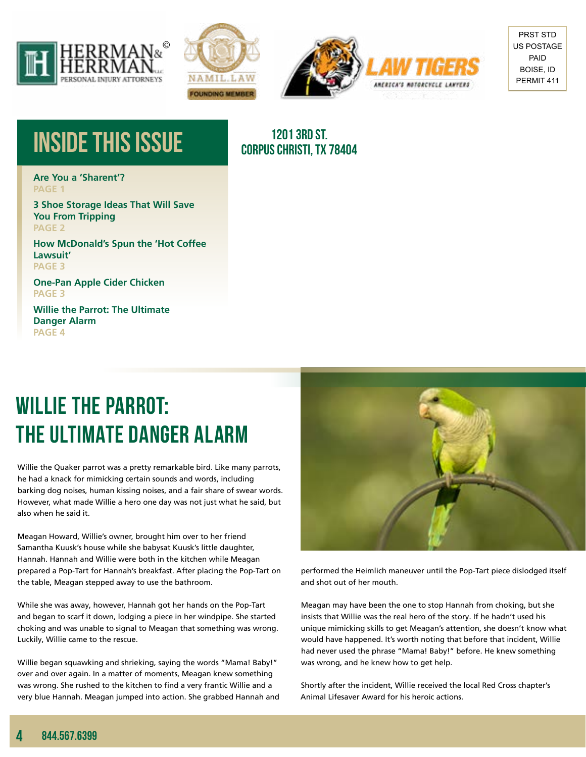PRST STD
US POSTAGE
PAID
BOISE, ID
PERMIT 411

1201 3RD ST.
CORPUS CHRISTI, TX 78404

## INSIDE THIS ISSUE

**Are You a 'Sharent'?**
PAGE 1

**3 Shoe Storage Ideas That Will Save You From Tripping**
PAGE 2

**How McDonald's Spun the 'Hot Coffee Lawsuit'**
PAGE 3

**One-Pan Apple Cider Chicken**
PAGE 3

**Willie the Parrot: The Ultimate Danger Alarm**
PAGE 4

# WILLIE THE PARROT: THE ULTIMATE DANGER ALARM

Willie the Quaker parrot was a pretty remarkable bird. Like many parrots, he had a knack for mimicking certain sounds and words, including barking dog noises, human kissing noises, and a fair share of swear words. However, what made Willie a hero one day was not just what he said, but also when he said it.

Meagan Howard, Willie's owner, brought him over to her friend Samantha Kuusk's house while she babysat Kuusk's little daughter, Hannah. Hannah and Willie were both in the kitchen while Meagan prepared a Pop-Tart for Hannah's breakfast. After placing the Pop-Tart on the table, Meagan stepped away to use the bathroom.

While she was away, however, Hannah got her hands on the Pop-Tart and began to scarf it down, lodging a piece in her windpipe. She started choking and was unable to signal to Meagan that something was wrong. Luckily, Willie came to the rescue.

Willie began squawking and shrieking, saying the words "Mama! Baby!" over and over again. In a matter of moments, Meagan knew something was wrong. She rushed to the kitchen to find a very frantic Willie and a very blue Hannah. Meagan jumped into action. She grabbed Hannah and performed the Heimlich maneuver until the Pop-Tart piece dislodged itself and shot out of her mouth.

Meagan may have been the one to stop Hannah from choking, but she insists that Willie was the real hero of the story. If he hadn't used his unique mimicking skills to get Meagan's attention, she doesn't know what would have happened. It's worth noting that before that incident, Willie had never used the phrase "Mama! Baby!" before. He knew something was wrong, and he knew how to get help.

Shortly after the incident, Willie received the local Red Cross chapter's Animal Lifesaver Award for his heroic actions.

844.567.6399